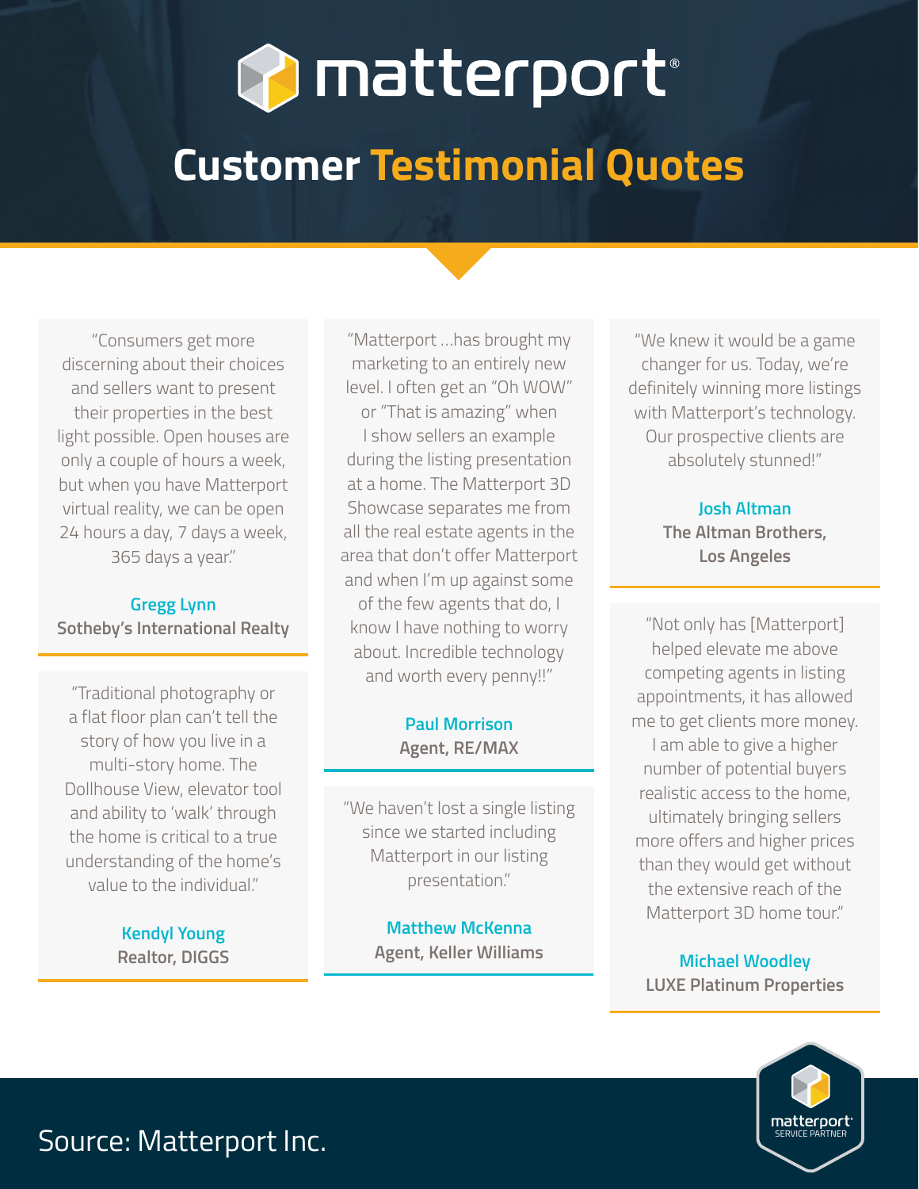# matterport®

## Customer Testimonial Quotes

"Consumers get more discerning about their choices and sellers want to present their properties in the best light possible. Open houses are only a couple of hours a week, but when you have Matterport virtual reality, we can be open 24 hours a day, 7 days a week, 365 days a year."

**Gregg Lynn**
**Sotheby's International Realty**

"Traditional photography or a flat floor plan can't tell the story of how you live in a multi-story home. The Dollhouse View, elevator tool and ability to 'walk' through the home is critical to a true understanding of the home's value to the individual."

**Kendyl Young**
**Realtor, DIGGS**

"Matterport ...has brought my marketing to an entirely new level. I often get an "Oh WOW" or "That is amazing" when I show sellers an example during the listing presentation at a home. The Matterport 3D Showcase separates me from all the real estate agents in the area that don't offer Matterport and when I'm up against some of the few agents that do, I know I have nothing to worry about. Incredible technology and worth every penny!!"

**Paul Morrison**
**Agent, RE/MAX**

"We haven't lost a single listing since we started including Matterport in our listing presentation."

**Matthew McKenna**
**Agent, Keller Williams**

"We knew it would be a game changer for us. Today, we're definitely winning more listings with Matterport's technology. Our prospective clients are absolutely stunned!"

**Josh Altman**
**The Altman Brothers, Los Angeles**

"Not only has [Matterport] helped elevate me above competing agents in listing appointments, it has allowed me to get clients more money. I am able to give a higher number of potential buyers realistic access to the home, ultimately bringing sellers more offers and higher prices than they would get without the extensive reach of the Matterport 3D home tour."

**Michael Woodley**
**LUXE Platinum Properties**

Source: Matterport Inc.

matterport® SERVICE PARTNER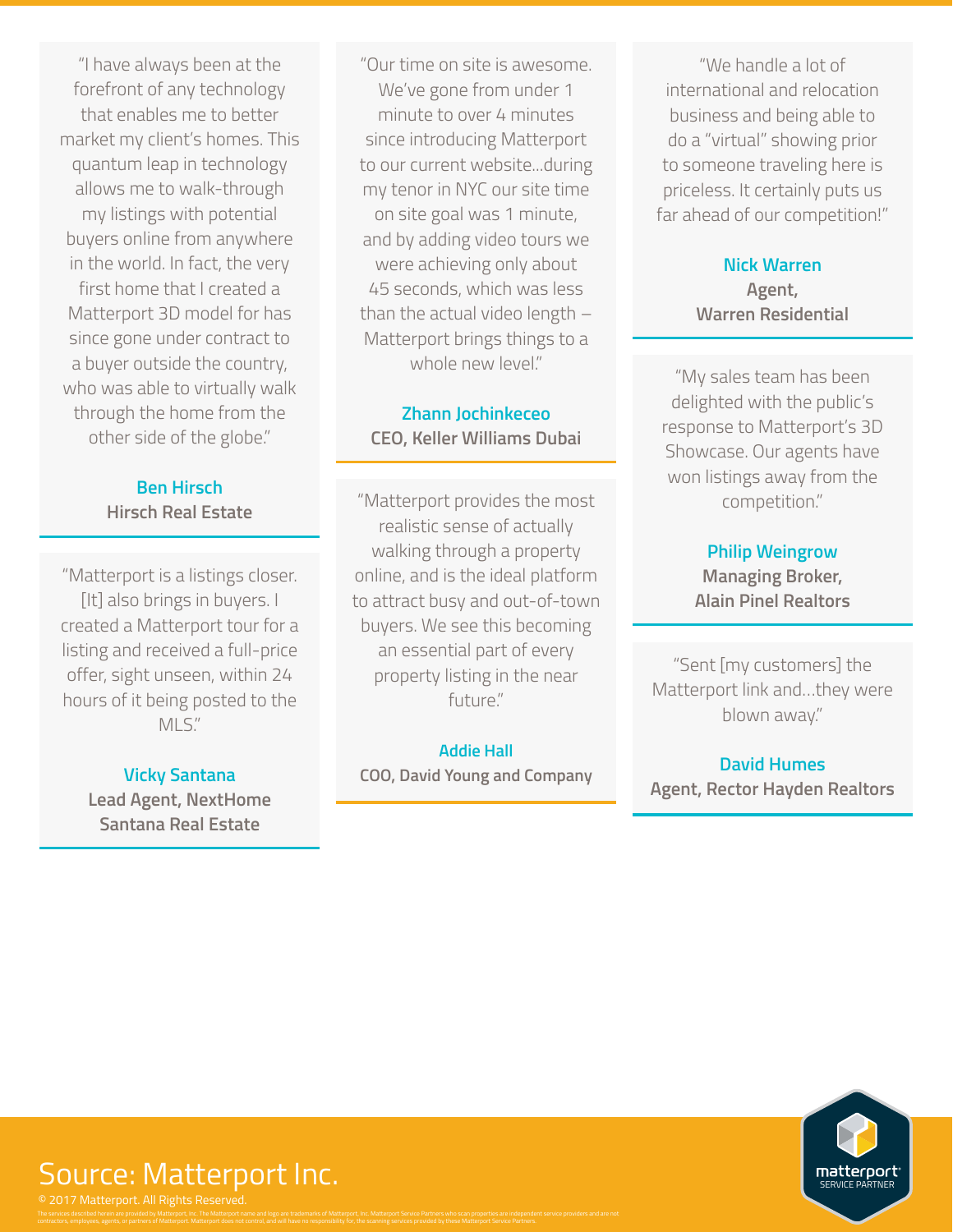"I have always been at the forefront of any technology that enables me to better market my client's homes. This quantum leap in technology allows me to walk-through my listings with potential buyers online from anywhere in the world. In fact, the very first home that I created a Matterport 3D model for has since gone under contract to a buyer outside the country, who was able to virtually walk through the home from the other side of the globe."

**Ben Hirsch**
**Hirsch Real Estate**

"Matterport is a listings closer. [It] also brings in buyers. I created a Matterport tour for a listing and received a full-price offer, sight unseen, within 24 hours of it being posted to the MLS."

**Vicky Santana**
**Lead Agent, NextHome Santana Real Estate**

"Our time on site is awesome. We've gone from under 1 minute to over 4 minutes since introducing Matterport to our current website...during my tenor in NYC our site time on site goal was 1 minute, and by adding video tours we were achieving only about 45 seconds, which was less than the actual video length – Matterport brings things to a whole new level."

**Zhann Jochinkeceo**
**CEO, Keller Williams Dubai**

"Matterport provides the most realistic sense of actually walking through a property online, and is the ideal platform to attract busy and out-of-town buyers. We see this becoming an essential part of every property listing in the near future."

**Addie Hall**
**COO, David Young and Company**

"We handle a lot of international and relocation business and being able to do a "virtual" showing prior to someone traveling here is priceless. It certainly puts us far ahead of our competition!"

**Nick Warren**
**Agent, Warren Residential**

"My sales team has been delighted with the public's response to Matterport's 3D Showcase. Our agents have won listings away from the competition."

**Philip Weingrow**
**Managing Broker, Alain Pinel Realtors**

"Sent [my customers] the Matterport link and...they were blown away."

**David Humes**
**Agent, Rector Hayden Realtors**

Source: Matterport Inc.

© 2017 Matterport. All Rights Reserved.

The services described herein are provided by Matterport, Inc. The Matterport name and logo are trademarks of Matterport, Inc. Matterport Service Partners who scan properties are independent service providers and are not contractors, employees, agents, or partners of Matterport. Matterport does not control, and will have no responsibility for, the scanning services provided by these Matterport Service Partners.

matterport SERVICE PARTNER